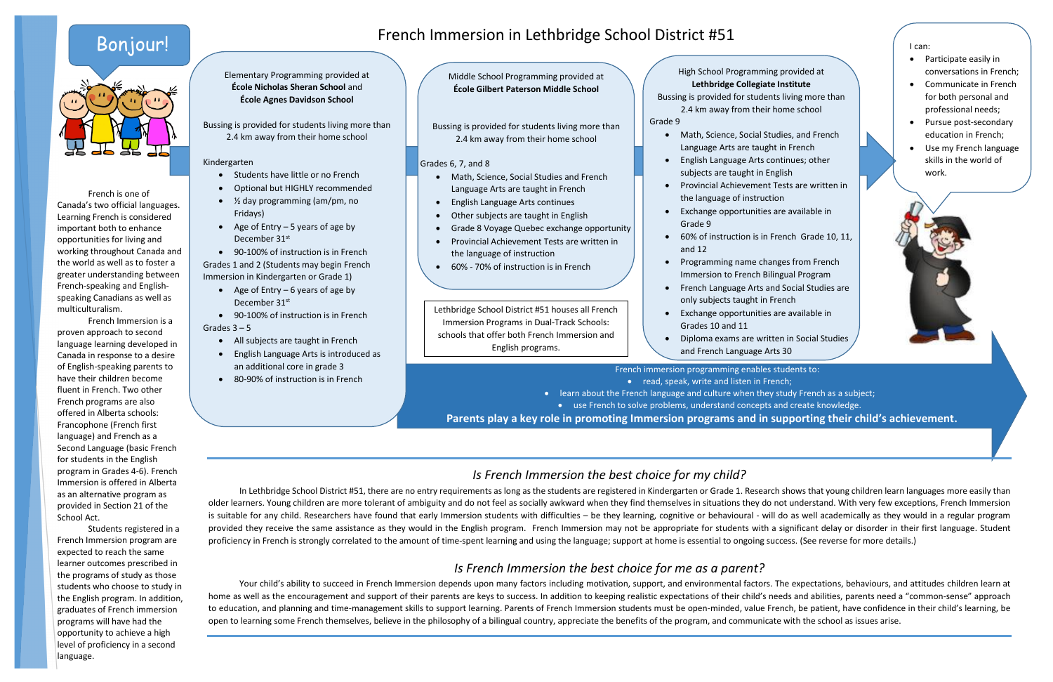# French Immersion in Lethbridge School District #51

Bonjour!

French is one of Canada's two official languages. Learning French is considered important both to enhance opportunities for living and working throughout Canada and the world as well as to foster a greater understanding between French-speaking and English-speaking Canadians as well as multiculturalism.

French Immersion is a proven approach to second language learning developed in Canada in response to a desire of English-speaking parents to have their children become fluent in French. Two other French programs are also offered in Alberta schools: Francophone (French first language) and French as a Second Language (basic French for students in the English program in Grades 4-6). French Immersion is offered in Alberta as an alternative program as provided in Section 21 of the School Act.

Students registered in a French Immersion program are expected to reach the same learner outcomes prescribed in the programs of study as those students who choose to study in the English program. In addition, graduates of French immersion programs will have had the opportunity to achieve a high level of proficiency in a second language.

## Elementary Programming provided at **École Nicholas Sheran School** and **École Agnes Davidson School**

Bussing is provided for students living more than 2.4 km away from their home school

Kindergarten

- Students have little or no French
- Optional but HIGHLY recommended
- ½ day programming (am/pm, no Fridays)
- Age of Entry – 5 years of age by December 31st
- 90-100% of instruction is in French

Grades 1 and 2 (Students may begin French Immersion in Kindergarten or Grade 1)

- Age of Entry – 6 years of age by December 31st
- 90-100% of instruction is in French

Grades 3 – 5

- All subjects are taught in French
- English Language Arts is introduced as an additional core in grade 3
- 80-90% of instruction is in French

## Middle School Programming provided at **École Gilbert Paterson Middle School**

Bussing is provided for students living more than 2.4 km away from their home school

Grades 6, 7, and 8

- Math, Science, Social Studies and French Language Arts are taught in French
- English Language Arts continues
- Other subjects are taught in English
- Grade 8 Voyage Quebec exchange opportunity
- Provincial Achievement Tests are written in the language of instruction
- 60% - 70% of instruction is in French

Lethbridge School District #51 houses all French Immersion Programs in Dual-Track Schools: schools that offer both French Immersion and English programs.

## High School Programming provided at **Lethbridge Collegiate Institute**

Bussing is provided for students living more than 2.4 km away from their home school

Grade 9

- Math, Science, Social Studies, and French Language Arts are taught in French
- English Language Arts continues; other subjects are taught in English
- Provincial Achievement Tests are written in the language of instruction
- Exchange opportunities are available in Grade 9
- 60% of instruction is in French Grade 10, 11, and 12
- Programming name changes from French Immersion to French Bilingual Program
- French Language Arts and Social Studies are only subjects taught in French
- Exchange opportunities are available in Grades 10 and 11
- Diploma exams are written in Social Studies and French Language Arts 30

I can:

- Participate easily in conversations in French;
- Communicate in French for both personal and professional needs;
- Pursue post-secondary education in French;
- Use my French language skills in the world of work.

French immersion programming enables students to:

- read, speak, write and listen in French;
- learn about the French language and culture when they study French as a subject;
- use French to solve problems, understand concepts and create knowledge.

**Parents play a key role in promoting Immersion programs and in supporting their child's achievement.**

## *Is French Immersion the best choice for my child?*

In Lethbridge School District #51, there are no entry requirements as long as the students are registered in Kindergarten or Grade 1. Research shows that young children learn languages more easily than older learners. Young children are more tolerant of ambiguity and do not feel as socially awkward when they find themselves in situations they do not understand. With very few exceptions, French Immersion is suitable for any child. Researchers have found that early Immersion students with difficulties – be they learning, cognitive or behavioural - will do as well academically as they would in a regular program provided they receive the same assistance as they would in the English program. French Immersion may not be appropriate for students with a significant delay or disorder in their first language. Student proficiency in French is strongly correlated to the amount of time-spent learning and using the language; support at home is essential to ongoing success. (See reverse for more details.)

## *Is French Immersion the best choice for me as a parent?*

Your child's ability to succeed in French Immersion depends upon many factors including motivation, support, and environmental factors. The expectations, behaviours, and attitudes children learn at home as well as the encouragement and support of their parents are keys to success. In addition to keeping realistic expectations of their child's needs and abilities, parents need a "common-sense" approach to education, and planning and time-management skills to support learning. Parents of French Immersion students must be open-minded, value French, be patient, have confidence in their child's learning, be open to learning some French themselves, believe in the philosophy of a bilingual country, appreciate the benefits of the program, and communicate with the school as issues arise.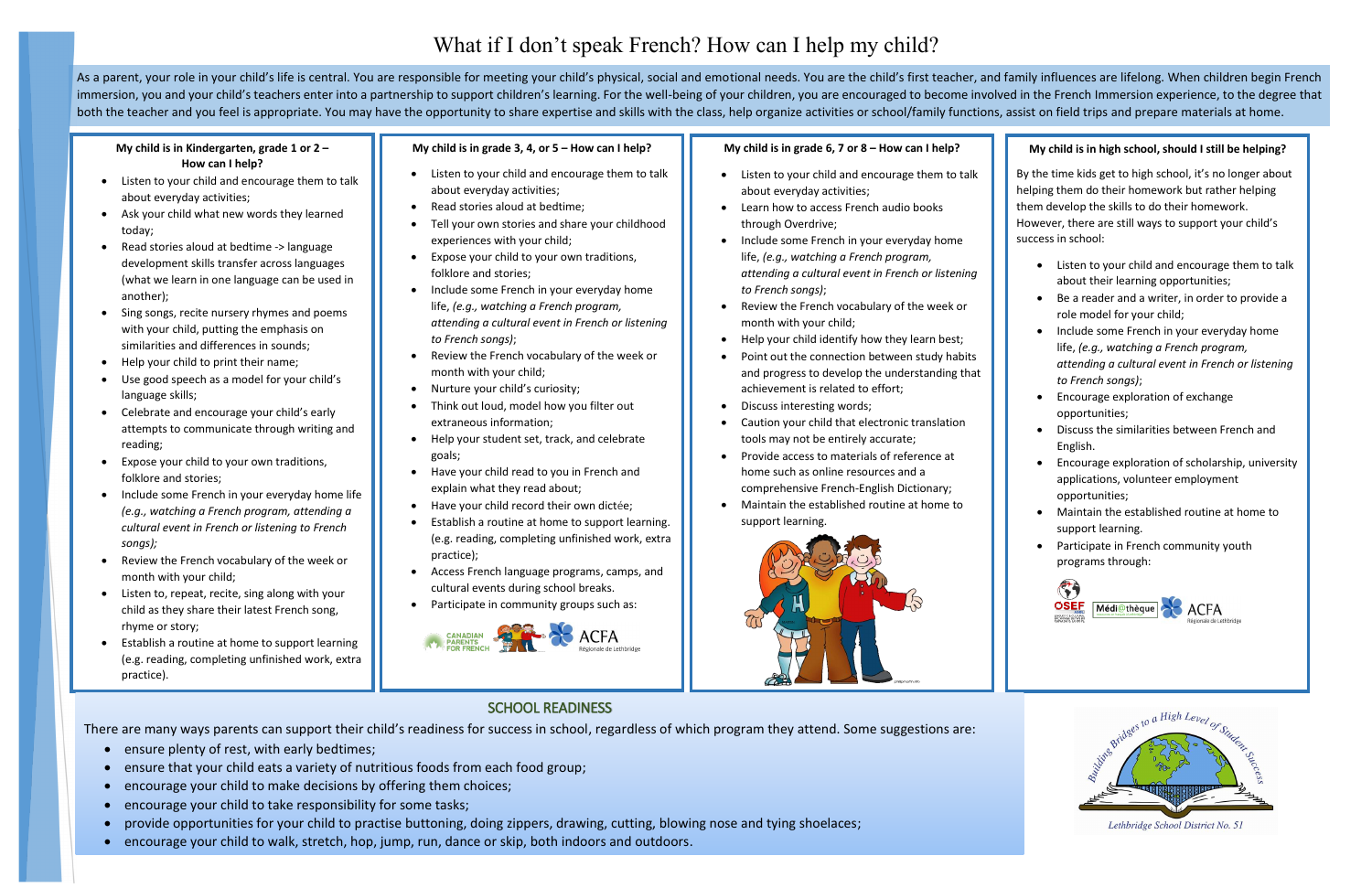# What if I don't speak French? How can I help my child?

As a parent, your role in your child's life is central. You are responsible for meeting your child's physical, social and emotional needs. You are the child's first teacher, and family influences are lifelong. When children begin French immersion, you and your child's teachers enter into a partnership to support children's learning. For the well-being of your children, you are encouraged to become involved in the French Immersion experience, to the degree that both the teacher and you feel is appropriate. You may have the opportunity to share expertise and skills with the class, help organize activities or school/family functions, assist on field trips and prepare materials at home.

**My child is in Kindergarten, grade 1 or 2 – How can I help?**

- Listen to your child and encourage them to talk about everyday activities;
- Ask your child what new words they learned today;
- Read stories aloud at bedtime -> language development skills transfer across languages (what we learn in one language can be used in another);
- Sing songs, recite nursery rhymes and poems with your child, putting the emphasis on similarities and differences in sounds;
- Help your child to print their name;
- Use good speech as a model for your child's language skills;
- Celebrate and encourage your child's early attempts to communicate through writing and reading;
- Expose your child to your own traditions, folklore and stories;
- Include some French in your everyday home life *(e.g., watching a French program, attending a cultural event in French or listening to French songs);*
- Review the French vocabulary of the week or month with your child;
- Listen to, repeat, recite, sing along with your child as they share their latest French song, rhyme or story;
- Establish a routine at home to support learning (e.g. reading, completing unfinished work, extra practice).

**My child is in grade 3, 4, or 5 – How can I help?**

- Listen to your child and encourage them to talk about everyday activities;
- Read stories aloud at bedtime;
- Tell your own stories and share your childhood experiences with your child;
- Expose your child to your own traditions, folklore and stories;
- Include some French in your everyday home life, *(e.g., watching a French program, attending a cultural event in French or listening to French songs)*;
- Review the French vocabulary of the week or month with your child;
- Nurture your child's curiosity;
- Think out loud, model how you filter out extraneous information;
- Help your student set, track, and celebrate goals;
- Have your child read to you in French and explain what they read about;
- Have your child record their own dictée;
- Establish a routine at home to support learning. (e.g. reading, completing unfinished work, extra practice);
- Access French language programs, camps, and cultural events during school breaks.
- Participate in community groups such as:

CANADIAN PARENTS FOR FRENCH ACFA Régionale de Lethbridge

**My child is in grade 6, 7 or 8 – How can I help?**

- Listen to your child and encourage them to talk about everyday activities;
- Learn how to access French audio books through Overdrive;
- Include some French in your everyday home life, *(e.g., watching a French program, attending a cultural event in French or listening to French songs)*;
- Review the French vocabulary of the week or month with your child;
- Help your child identify how they learn best;
- Point out the connection between study habits and progress to develop the understanding that achievement is related to effort;
- Discuss interesting words;
- Caution your child that electronic translation tools may not be entirely accurate;
- Provide access to materials of reference at home such as online resources and a comprehensive French-English Dictionary;
- Maintain the established routine at home to support learning.

**My child is in high school, should I still be helping?**

By the time kids get to high school, it's no longer about helping them do their homework but rather helping them develop the skills to do their homework. However, there are still ways to support your child's success in school:

- Listen to your child and encourage them to talk about their learning opportunities;
- Be a reader and a writer, in order to provide a role model for your child;
- Include some French in your everyday home life, *(e.g., watching a French program, attending a cultural event in French or listening to French songs)*;
- Encourage exploration of exchange opportunities;
- Discuss the similarities between French and English.
- Encourage exploration of scholarship, university applications, volunteer employment opportunities;
- Maintain the established routine at home to support learning.
- Participate in French community youth programs through:

OSEF Médi@thèque ACFA Régionale de Lethbridge

## SCHOOL READINESS

There are many ways parents can support their child's readiness for success in school, regardless of which program they attend. Some suggestions are:

- ensure plenty of rest, with early bedtimes;
- ensure that your child eats a variety of nutritious foods from each food group;
- encourage your child to make decisions by offering them choices;
- encourage your child to take responsibility for some tasks;
- provide opportunities for your child to practise buttoning, doing zippers, drawing, cutting, blowing nose and tying shoelaces;
- encourage your child to walk, stretch, hop, jump, run, dance or skip, both indoors and outdoors.

Building Bridges to a High Level of Student Success

Lethbridge School District No. 51